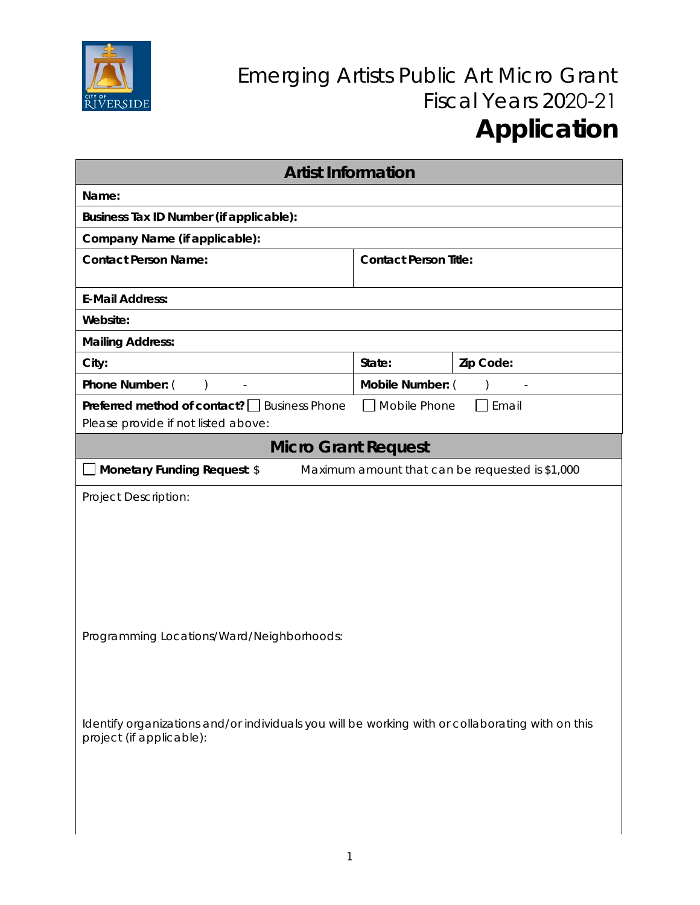# Emerging Artists Public Art Micro Grant
## Fiscal Years 2020-21
# Application

## Artist Information

**Name:**

**Business Tax ID Number (if applicable):**

**Company Name (if applicable):**

| **Contact Person Name:** | **Contact Person Title:** | |
|---|---|---|
| **E-Mail Address:** | | |
| **Website:** | | |
| **Mailing Address:** | | |
| **City:** | **State:** | **Zip Code:** |
| **Phone Number:** (    )    - | **Mobile Number:** (    )    - | |

**Preferred method of contact?** ☐ Business Phone ☐ Mobile Phone ☐ Email

Please provide if not listed above:

## Micro Grant Request

☐ **Monetary Funding Request:** $ Maximum amount that can be requested is $1,000

Project Description:

Programming Locations/Ward/Neighborhoods:

Identify organizations and/or individuals you will be working with or collaborating with on this project (if applicable):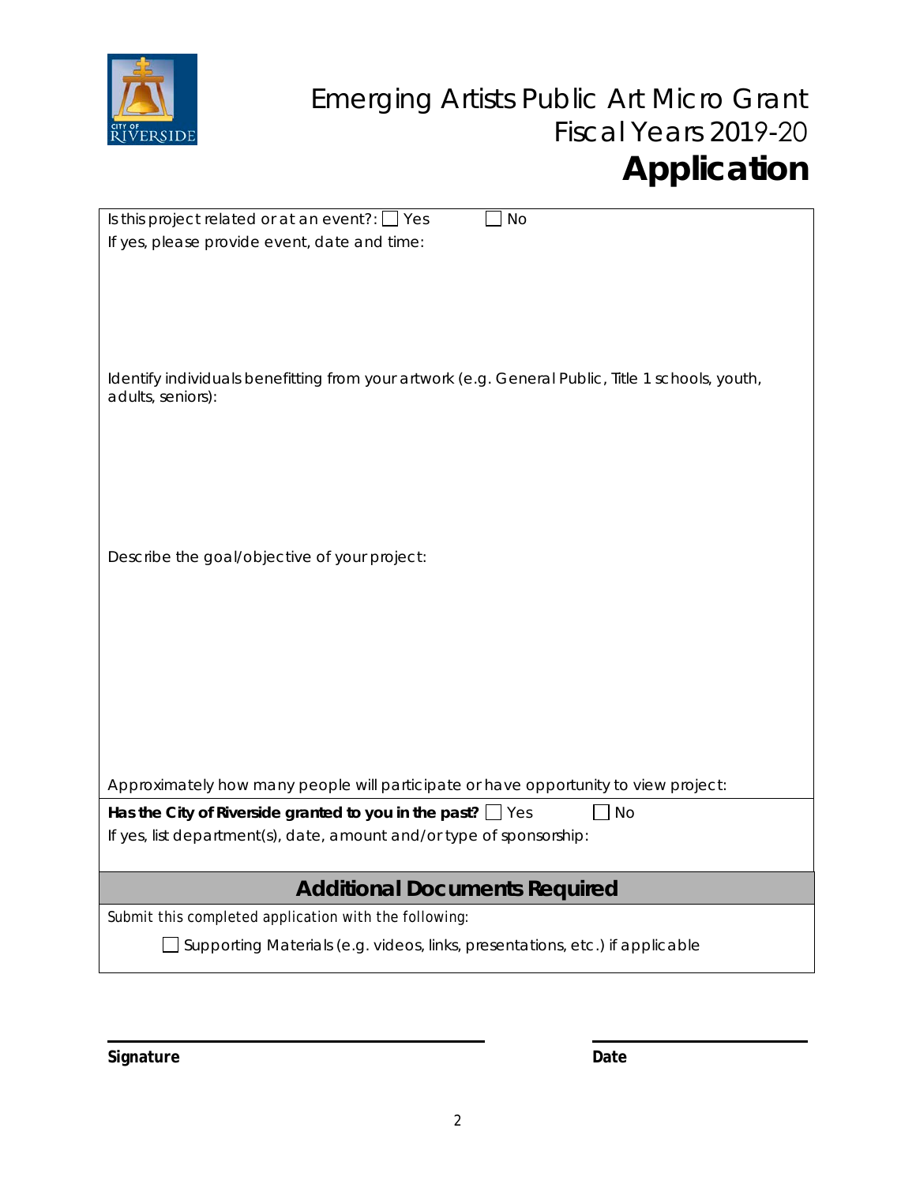# Emerging Artists Public Art Micro Grant
## Fiscal Years 2019-20
# **Application**

Is this project related or at an event?: ☐ Yes ☐ No

If yes, please provide event, date and time:

Identify individuals benefitting from your artwork (e.g. General Public, Title 1 schools, youth, adults, seniors):

Describe the goal/objective of your project:

Approximately how many people will participate or have opportunity to view project:

**Has the City of Riverside granted to you in the past?** ☐ Yes ☐ No

If yes, list department(s), date, amount and/or type of sponsorship:

## **Additional Documents Required**

Submit this completed application with the following:

☐ Supporting Materials (e.g. videos, links, presentations, etc.) if applicable

**Signature** **Date**